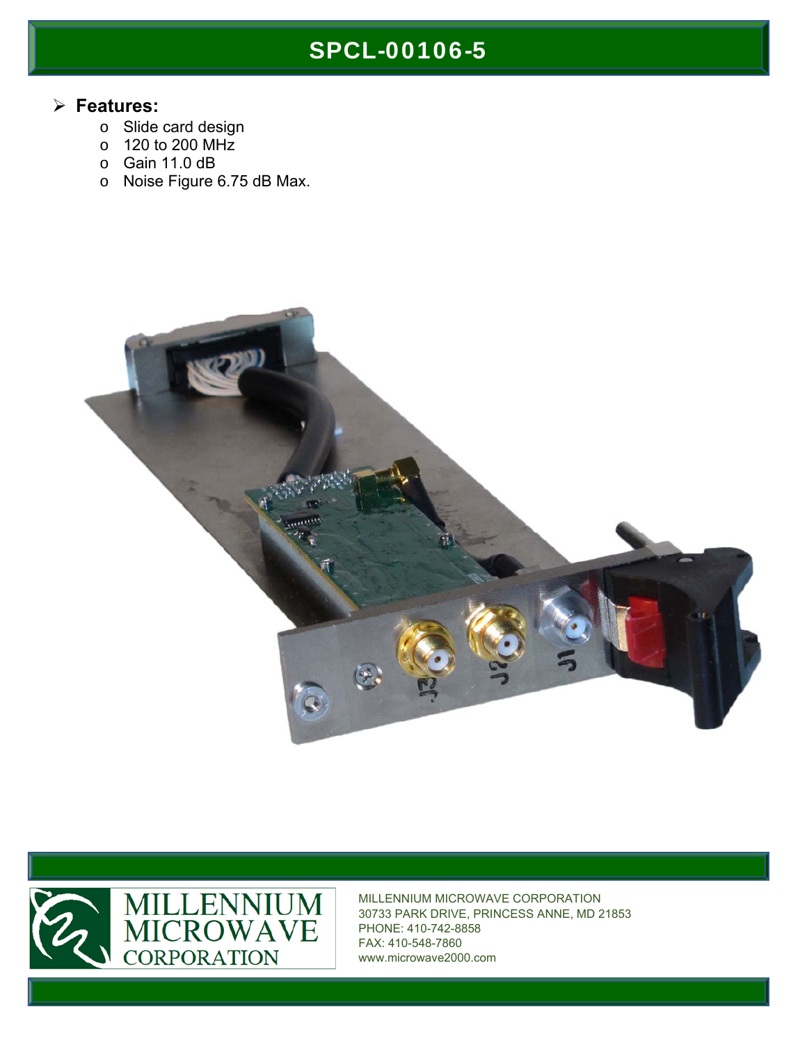# SPCL-00106-5

- **Features:**
  - Slide card design
  - 120 to 200 MHz
  - Gain 11.0 dB
  - Noise Figure 6.75 dB Max.

MILLENNIUM MICROWAVE CORPORATION

MILLENNIUM MICROWAVE CORPORATION
30733 PARK DRIVE, PRINCESS ANNE, MD 21853
PHONE: 410-742-8858
FAX: 410-548-7860
www.microwave2000.com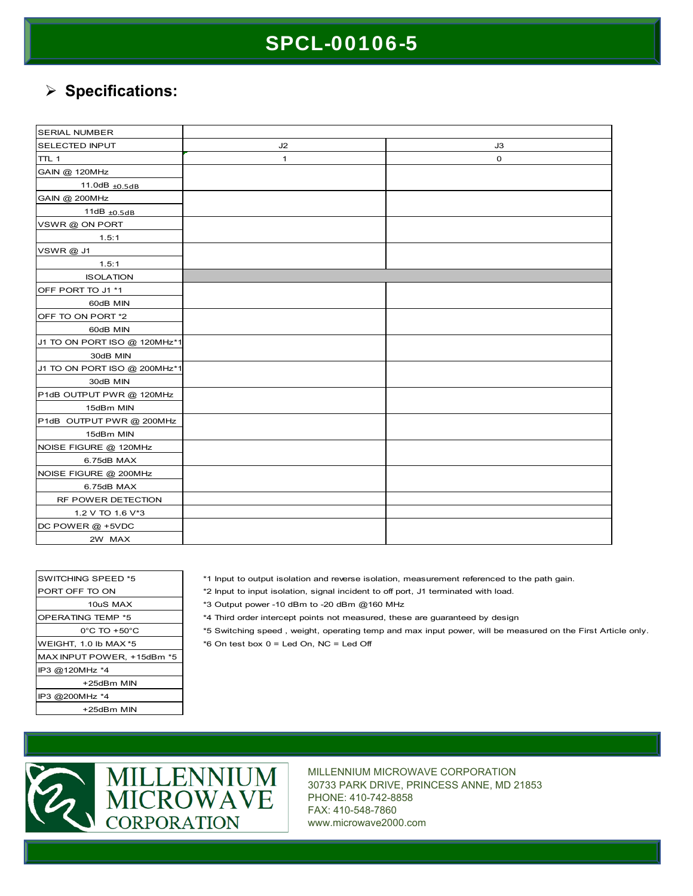# SPCL-00106-5

## Specifications:

| SERIAL NUMBER | | |
|---|---|---|
| SELECTED INPUT | J2 | J3 |
| TTL 1 | 1 | 0 |
| GAIN @ 120MHz | | |
| 11.0dB ±0.5dB | | |
| GAIN @ 200MHz | | |
| 11dB ±0.5dB | | |
| VSWR @ ON PORT | | |
| 1.5:1 | | |
| VSWR @ J1 | | |
| 1.5:1 | | |
| ISOLATION | | |
| OFF PORT TO J1 *1 | | |
| 60dB MIN | | |
| OFF TO ON PORT *2 | | |
| 60dB MIN | | |
| J1 TO ON PORT ISO @ 120MHz*1 | | |
| 30dB MIN | | |
| J1 TO ON PORT ISO @ 200MHz*1 | | |
| 30dB MIN | | |
| P1dB OUTPUT PWR @ 120MHz | | |
| 15dBm MIN | | |
| P1dB OUTPUT PWR @ 200MHz | | |
| 15dBm MIN | | |
| NOISE FIGURE @ 120MHz | | |
| 6.75dB MAX | | |
| NOISE FIGURE @ 200MHz | | |
| 6.75dB MAX | | |
| RF POWER DETECTION | | |
| 1.2 V TO 1.6 V*3 | | |
| DC POWER @ +5VDC | | |
| 2W MAX | | |

| SWITCHING SPEED *5 |
|---|
| PORT OFF TO ON |
| 10uS MAX |
| OPERATING TEMP *5 |
| 0°C TO +50°C |
| WEIGHT, 1.0 lb MAX *5 |
| MAX INPUT POWER, +15dBm *5 |
| IP3 @120MHz *4 |
| +25dBm MIN |
| IP3 @200MHz *4 |
| +25dBm MIN |

*1 Input to output isolation and reverse isolation, measurement referenced to the path gain.
*2 Input to input isolation, signal incident to off port, J1 terminated with load.
*3 Output power -10 dBm to -20 dBm @160 MHz
*4 Third order intercept points not measured, these are guaranteed by design
*5 Switching speed , weight, operating temp and max input power, will be measured on the First Article only.
*6 On test box 0 = Led On, NC = Led Off

MILLENNIUM MICROWAVE CORPORATION

MILLENNIUM MICROWAVE CORPORATION
30733 PARK DRIVE, PRINCESS ANNE, MD 21853
PHONE: 410-742-8858
FAX: 410-548-7860
www.microwave2000.com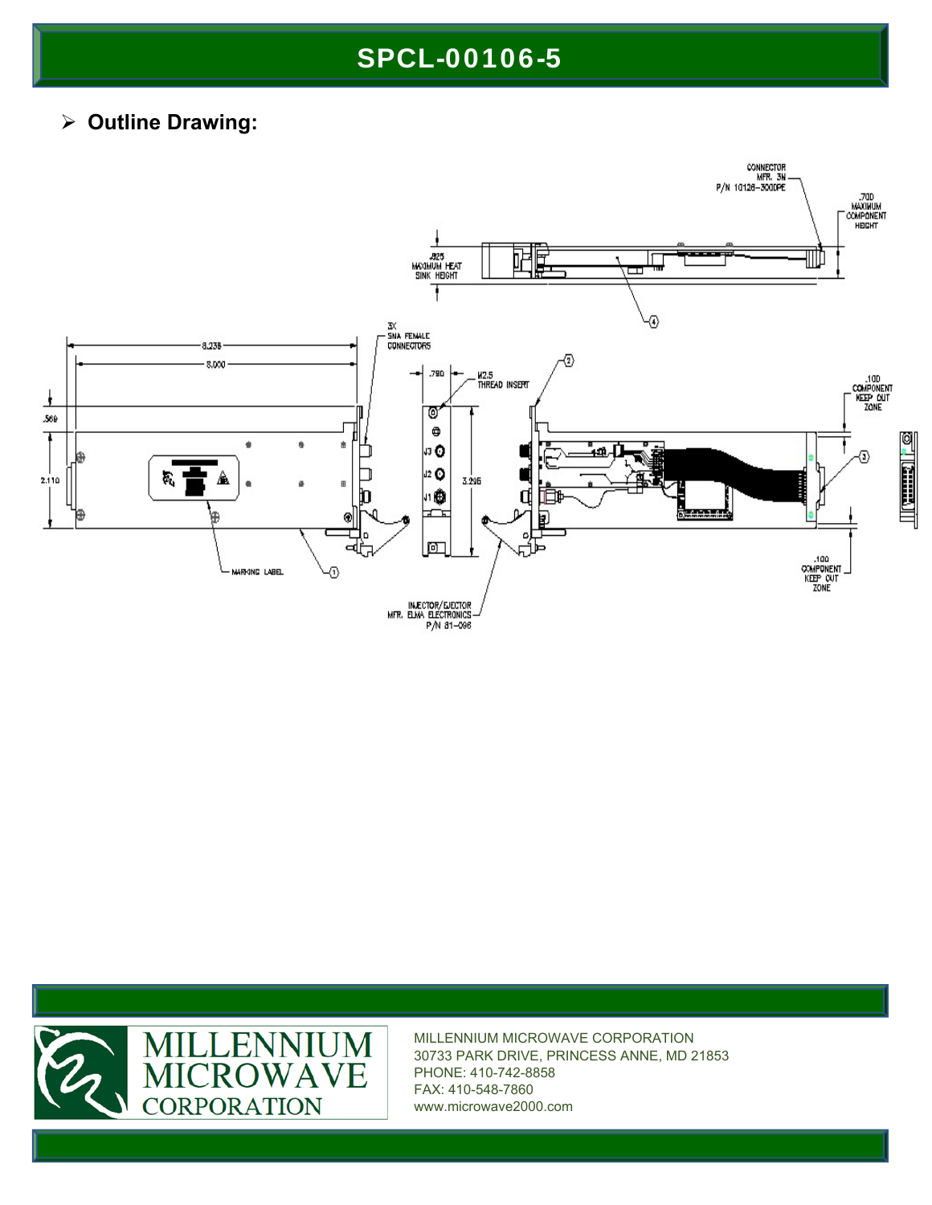# SPCL-00106-5

➢ **Outline Drawing:**

CONNECTOR
MFR. 3M
P/N 10126-3000PE

.700
MAXIMUM
COMPONENT
HEIGHT

.925
MAXIMUM HEAT
SINK HEIGHT

3X
SMA FEMALE
CONNECTORS

8.238

8.000

.790

M2.5
THREAD INSERT

.569

2.110

3.295

J3

J2

J1

.100
COMPONENT
KEEP OUT
ZONE

MARKING LABEL

INJECTOR/EJECTOR
MFR. ELMA ELECTRONICS
P/N 81-096

1

2

3

4

MILLENNIUM MICROWAVE CORPORATION
30733 PARK DRIVE, PRINCESS ANNE, MD 21853
PHONE: 410-742-8858
FAX: 410-548-7860
www.microwave2000.com